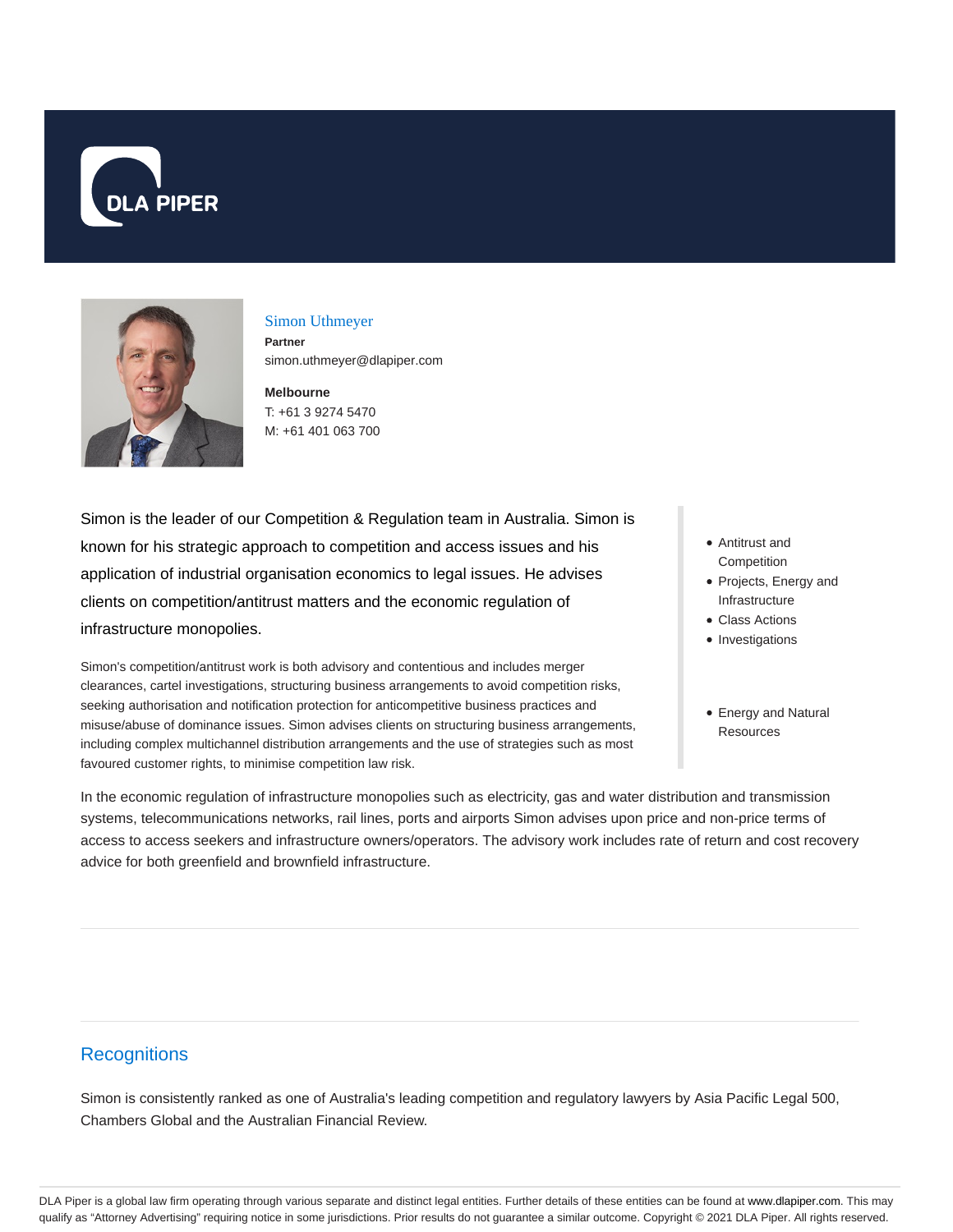DLA PIPER

## Simon Uthmeyer

**Partner**

simon.uthmeyer@dlapiper.com

**Melbourne**

T: +61 3 9274 5470

M: +61 401 063 700

Simon is the leader of our Competition & Regulation team in Australia. Simon is known for his strategic approach to competition and access issues and his application of industrial organisation economics to legal issues. He advises clients on competition/antitrust matters and the economic regulation of infrastructure monopolies.

Simon's competition/antitrust work is both advisory and contentious and includes merger clearances, cartel investigations, structuring business arrangements to avoid competition risks, seeking authorisation and notification protection for anticompetitive business practices and misuse/abuse of dominance issues. Simon advises clients on structuring business arrangements, including complex multichannel distribution arrangements and the use of strategies such as most favoured customer rights, to minimise competition law risk.

- Antitrust and Competition
- Projects, Energy and Infrastructure
- Class Actions
- Investigations

- Energy and Natural Resources

In the economic regulation of infrastructure monopolies such as electricity, gas and water distribution and transmission systems, telecommunications networks, rail lines, ports and airports Simon advises upon price and non-price terms of access to access seekers and infrastructure owners/operators. The advisory work includes rate of return and cost recovery advice for both greenfield and brownfield infrastructure.

## Recognitions

Simon is consistently ranked as one of Australia's leading competition and regulatory lawyers by Asia Pacific Legal 500, Chambers Global and the Australian Financial Review.

DLA Piper is a global law firm operating through various separate and distinct legal entities. Further details of these entities can be found at www.dlapiper.com. This may qualify as "Attorney Advertising" requiring notice in some jurisdictions. Prior results do not guarantee a similar outcome. Copyright © 2021 DLA Piper. All rights reserved.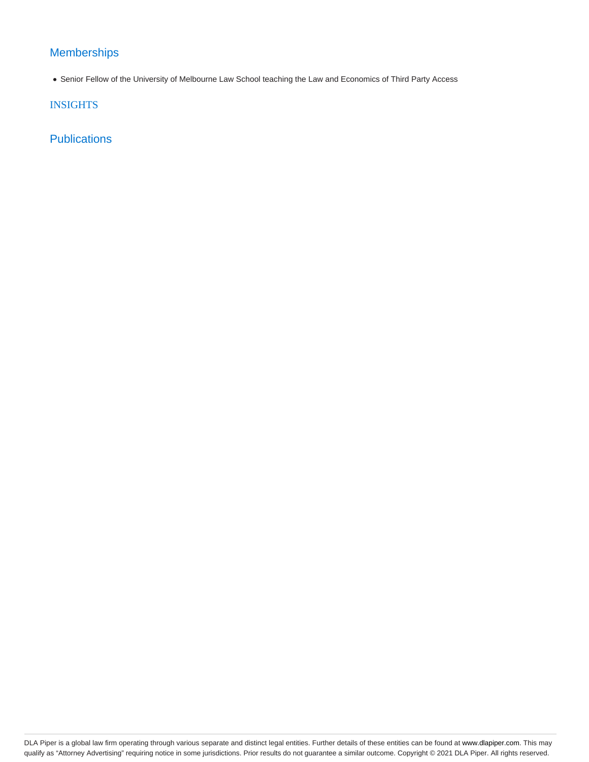## Memberships

- Senior Fellow of the University of Melbourne Law School teaching the Law and Economics of Third Party Access

## INSIGHTS

## Publications

DLA Piper is a global law firm operating through various separate and distinct legal entities. Further details of these entities can be found at www.dlapiper.com. This may qualify as "Attorney Advertising" requiring notice in some jurisdictions. Prior results do not guarantee a similar outcome. Copyright © 2021 DLA Piper. All rights reserved.